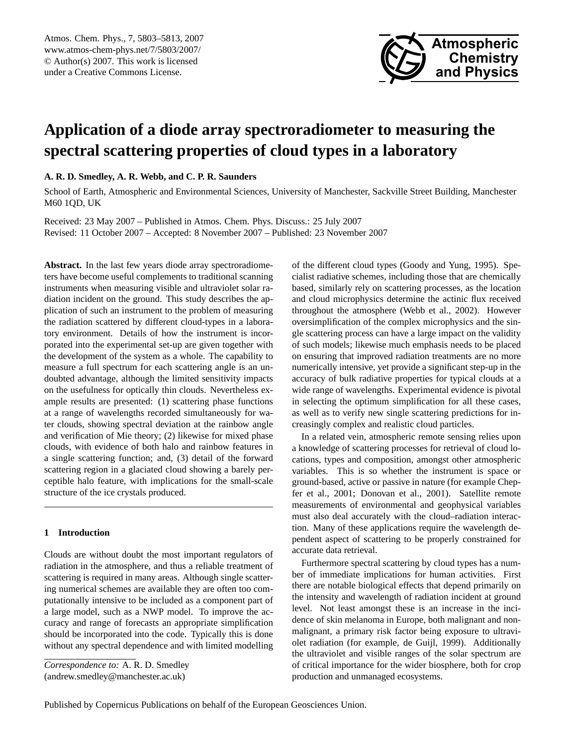# Application of a diode array spectroradiometer to measuring the spectral scattering properties of cloud types in a laboratory

**A. R. D. Smedley, A. R. Webb, and C. P. R. Saunders**

School of Earth, Atmospheric and Environmental Sciences, University of Manchester, Sackville Street Building, Manchester M60 1QD, UK

Received: 23 May 2007 – Published in Atmos. Chem. Phys. Discuss.: 25 July 2007
Revised: 11 October 2007 – Accepted: 8 November 2007 – Published: 23 November 2007

**Abstract.** In the last few years diode array spectroradiometers have become useful complements to traditional scanning instruments when measuring visible and ultraviolet solar radiation incident on the ground. This study describes the application of such an instrument to the problem of measuring the radiation scattered by different cloud-types in a laboratory environment. Details of how the instrument is incorporated into the experimental set-up are given together with the development of the system as a whole. The capability to measure a full spectrum for each scattering angle is an undoubted advantage, although the limited sensitivity impacts on the usefulness for optically thin clouds. Nevertheless example results are presented: (1) scattering phase functions at a range of wavelengths recorded simultaneously for water clouds, showing spectral deviation at the rainbow angle and verification of Mie theory; (2) likewise for mixed phase clouds, with evidence of both halo and rainbow features in a single scattering function; and, (3) detail of the forward scattering region in a glaciated cloud showing a barely perceptible halo feature, with implications for the small-scale structure of the ice crystals produced.

## 1 Introduction

Clouds are without doubt the most important regulators of radiation in the atmosphere, and thus a reliable treatment of scattering is required in many areas. Although single scattering numerical schemes are available they are often too computationally intensive to be included as a component part of a large model, such as a NWP model. To improve the accuracy and range of forecasts an appropriate simplification should be incorporated into the code. Typically this is done without any spectral dependence and with limited modelling of the different cloud types (Goody and Yung, 1995). Specialist radiative schemes, including those that are chemically based, similarly rely on scattering processes, as the location and cloud microphysics determine the actinic flux received throughout the atmosphere (Webb et al., 2002). However oversimplification of the complex microphysics and the single scattering process can have a large impact on the validity of such models; likewise much emphasis needs to be placed on ensuring that improved radiation treatments are no more numerically intensive, yet provide a significant step-up in the accuracy of bulk radiative properties for typical clouds at a wide range of wavelengths. Experimental evidence is pivotal in selecting the optimum simplification for all these cases, as well as to verify new single scattering predictions for increasingly complex and realistic cloud particles.

In a related vein, atmospheric remote sensing relies upon a knowledge of scattering processes for retrieval of cloud locations, types and composition, amongst other atmospheric variables. This is so whether the instrument is space or ground-based, active or passive in nature (for example Chepfer et al., 2001; Donovan et al., 2001). Satellite remote measurements of environmental and geophysical variables must also deal accurately with the cloud–radiation interaction. Many of these applications require the wavelength dependent aspect of scattering to be properly constrained for accurate data retrieval.

Furthermore spectral scattering by cloud types has a number of immediate implications for human activities. First there are notable biological effects that depend primarily on the intensity and wavelength of radiation incident at ground level. Not least amongst these is an increase in the incidence of skin melanoma in Europe, both malignant and non-malignant, a primary risk factor being exposure to ultraviolet radiation (for example, de Guijl, 1999). Additionally the ultraviolet and visible ranges of the solar spectrum are of critical importance for the wider biosphere, both for crop production and unmanaged ecosystems.

*Correspondence to:* A. R. D. Smedley
(andrew.smedley@manchester.ac.uk)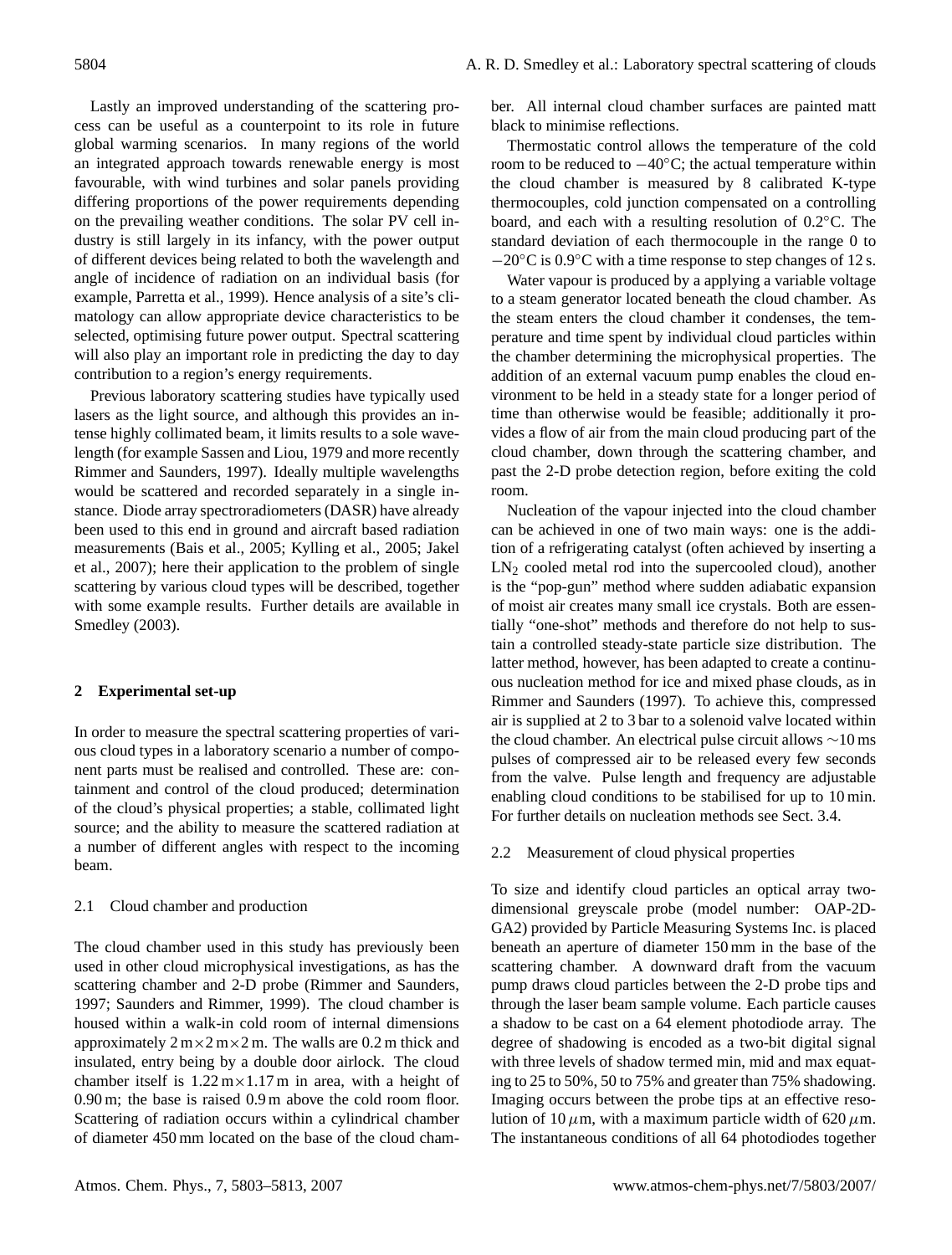Lastly an improved understanding of the scattering process can be useful as a counterpoint to its role in future global warming scenarios. In many regions of the world an integrated approach towards renewable energy is most favourable, with wind turbines and solar panels providing differing proportions of the power requirements depending on the prevailing weather conditions. The solar PV cell industry is still largely in its infancy, with the power output of different devices being related to both the wavelength and angle of incidence of radiation on an individual basis (for example, Parretta et al., 1999). Hence analysis of a site's climatology can allow appropriate device characteristics to be selected, optimising future power output. Spectral scattering will also play an important role in predicting the day to day contribution to a region's energy requirements.

Previous laboratory scattering studies have typically used lasers as the light source, and although this provides an intense highly collimated beam, it limits results to a sole wavelength (for example Sassen and Liou, 1979 and more recently Rimmer and Saunders, 1997). Ideally multiple wavelengths would be scattered and recorded separately in a single instance. Diode array spectroradiometers (DASR) have already been used to this end in ground and aircraft based radiation measurements (Bais et al., 2005; Kylling et al., 2005; Jakel et al., 2007); here their application to the problem of single scattering by various cloud types will be described, together with some example results. Further details are available in Smedley (2003).

## 2 Experimental set-up

In order to measure the spectral scattering properties of various cloud types in a laboratory scenario a number of component parts must be realised and controlled. These are: containment and control of the cloud produced; determination of the cloud's physical properties; a stable, collimated light source; and the ability to measure the scattered radiation at a number of different angles with respect to the incoming beam.

### 2.1 Cloud chamber and production

The cloud chamber used in this study has previously been used in other cloud microphysical investigations, as has the scattering chamber and 2-D probe (Rimmer and Saunders, 1997; Saunders and Rimmer, 1999). The cloud chamber is housed within a walk-in cold room of internal dimensions approximately 2 m×2 m×2 m. The walls are 0.2 m thick and insulated, entry being by a double door airlock. The cloud chamber itself is 1.22 m×1.17 m in area, with a height of 0.90 m; the base is raised 0.9 m above the cold room floor. Scattering of radiation occurs within a cylindrical chamber of diameter 450 mm located on the base of the cloud chamber. All internal cloud chamber surfaces are painted matt black to minimise reflections.

Thermostatic control allows the temperature of the cold room to be reduced to −40°C; the actual temperature within the cloud chamber is measured by 8 calibrated K-type thermocouples, cold junction compensated on a controlling board, and each with a resulting resolution of 0.2°C. The standard deviation of each thermocouple in the range 0 to −20°C is 0.9°C with a time response to step changes of 12 s.

Water vapour is produced by a applying a variable voltage to a steam generator located beneath the cloud chamber. As the steam enters the cloud chamber it condenses, the temperature and time spent by individual cloud particles within the chamber determining the microphysical properties. The addition of an external vacuum pump enables the cloud environment to be held in a steady state for a longer period of time than otherwise would be feasible; additionally it provides a flow of air from the main cloud producing part of the cloud chamber, down through the scattering chamber, and past the 2-D probe detection region, before exiting the cold room.

Nucleation of the vapour injected into the cloud chamber can be achieved in one of two main ways: one is the addition of a refrigerating catalyst (often achieved by inserting a $LN_2$ cooled metal rod into the supercooled cloud), another is the "pop-gun" method where sudden adiabatic expansion of moist air creates many small ice crystals. Both are essentially "one-shot" methods and therefore do not help to sustain a controlled steady-state particle size distribution. The latter method, however, has been adapted to create a continuous nucleation method for ice and mixed phase clouds, as in Rimmer and Saunders (1997). To achieve this, compressed air is supplied at 2 to 3 bar to a solenoid valve located within the cloud chamber. An electrical pulse circuit allows ∼10 ms pulses of compressed air to be released every few seconds from the valve. Pulse length and frequency are adjustable enabling cloud conditions to be stabilised for up to 10 min. For further details on nucleation methods see Sect. 3.4.

### 2.2 Measurement of cloud physical properties

To size and identify cloud particles an optical array two-dimensional greyscale probe (model number: OAP-2D-GA2) provided by Particle Measuring Systems Inc. is placed beneath an aperture of diameter 150 mm in the base of the scattering chamber. A downward draft from the vacuum pump draws cloud particles between the 2-D probe tips and through the laser beam sample volume. Each particle causes a shadow to be cast on a 64 element photodiode array. The degree of shadowing is encoded as a two-bit digital signal with three levels of shadow termed min, mid and max equating to 25 to 50%, 50 to 75% and greater than 75% shadowing. Imaging occurs between the probe tips at an effective resolution of 10 $\mu$m, with a maximum particle width of 620 $\mu$m. The instantaneous conditions of all 64 photodiodes together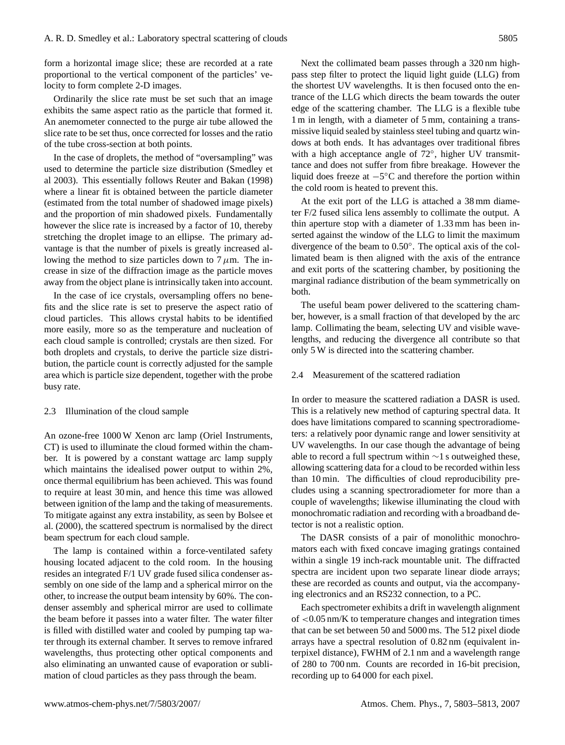form a horizontal image slice; these are recorded at a rate proportional to the vertical component of the particles' velocity to form complete 2-D images.

Ordinarily the slice rate must be set such that an image exhibits the same aspect ratio as the particle that formed it. An anemometer connected to the purge air tube allowed the slice rate to be set thus, once corrected for losses and the ratio of the tube cross-section at both points.

In the case of droplets, the method of "oversampling" was used to determine the particle size distribution (Smedley et al 2003). This essentially follows Reuter and Bakan (1998) where a linear fit is obtained between the particle diameter (estimated from the total number of shadowed image pixels) and the proportion of min shadowed pixels. Fundamentally however the slice rate is increased by a factor of 10, thereby stretching the droplet image to an ellipse. The primary advantage is that the number of pixels is greatly increased allowing the method to size particles down to 7 $\mu$m. The increase in size of the diffraction image as the particle moves away from the object plane is intrinsically taken into account.

In the case of ice crystals, oversampling offers no benefits and the slice rate is set to preserve the aspect ratio of cloud particles. This allows crystal habits to be identified more easily, more so as the temperature and nucleation of each cloud sample is controlled; crystals are then sized. For both droplets and crystals, to derive the particle size distribution, the particle count is correctly adjusted for the sample area which is particle size dependent, together with the probe busy rate.

### 2.3 Illumination of the cloud sample

An ozone-free 1000 W Xenon arc lamp (Oriel Instruments, CT) is used to illuminate the cloud formed within the chamber. It is powered by a constant wattage arc lamp supply which maintains the idealised power output to within 2%, once thermal equilibrium has been achieved. This was found to require at least 30 min, and hence this time was allowed between ignition of the lamp and the taking of measurements. To mitigate against any extra instability, as seen by Bolsee et al. (2000), the scattered spectrum is normalised by the direct beam spectrum for each cloud sample.

The lamp is contained within a force-ventilated safety housing located adjacent to the cold room. In the housing resides an integrated F/1 UV grade fused silica condenser assembly on one side of the lamp and a spherical mirror on the other, to increase the output beam intensity by 60%. The condenser assembly and spherical mirror are used to collimate the beam before it passes into a water filter. The water filter is filled with distilled water and cooled by pumping tap water through its external chamber. It serves to remove infrared wavelengths, thus protecting other optical components and also eliminating an unwanted cause of evaporation or sublimation of cloud particles as they pass through the beam.

Next the collimated beam passes through a 320 nm high-pass step filter to protect the liquid light guide (LLG) from the shortest UV wavelengths. It is then focused onto the entrance of the LLG which directs the beam towards the outer edge of the scattering chamber. The LLG is a flexible tube 1 m in length, with a diameter of 5 mm, containing a transmissive liquid sealed by stainless steel tubing and quartz windows at both ends. It has advantages over traditional fibres with a high acceptance angle of 72°, higher UV transmittance and does not suffer from fibre breakage. However the liquid does freeze at −5°C and therefore the portion within the cold room is heated to prevent this.

At the exit port of the LLG is attached a 38 mm diameter F/2 fused silica lens assembly to collimate the output. A thin aperture stop with a diameter of 1.33 mm has been inserted against the window of the LLG to limit the maximum divergence of the beam to 0.50°. The optical axis of the collimated beam is then aligned with the axis of the entrance and exit ports of the scattering chamber, by positioning the marginal radiance distribution of the beam symmetrically on both.

The useful beam power delivered to the scattering chamber, however, is a small fraction of that developed by the arc lamp. Collimating the beam, selecting UV and visible wavelengths, and reducing the divergence all contribute so that only 5 W is directed into the scattering chamber.

### 2.4 Measurement of the scattered radiation

In order to measure the scattered radiation a DASR is used. This is a relatively new method of capturing spectral data. It does have limitations compared to scanning spectroradiometers: a relatively poor dynamic range and lower sensitivity at UV wavelengths. In our case though the advantage of being able to record a full spectrum within ∼1 s outweighed these, allowing scattering data for a cloud to be recorded within less than 10 min. The difficulties of cloud reproducibility precludes using a scanning spectroradiometer for more than a couple of wavelengths; likewise illuminating the cloud with monochromatic radiation and recording with a broadband detector is not a realistic option.

The DASR consists of a pair of monolithic monochromators each with fixed concave imaging gratings contained within a single 19 inch-rack mountable unit. The diffracted spectra are incident upon two separate linear diode arrays; these are recorded as counts and output, via the accompanying electronics and an RS232 connection, to a PC.

Each spectrometer exhibits a drift in wavelength alignment of <0.05 nm/K to temperature changes and integration times that can be set between 50 and 5000 ms. The 512 pixel diode arrays have a spectral resolution of 0.82 nm (equivalent interpixel distance), FWHM of 2.1 nm and a wavelength range of 280 to 700 nm. Counts are recorded in 16-bit precision, recording up to 64 000 for each pixel.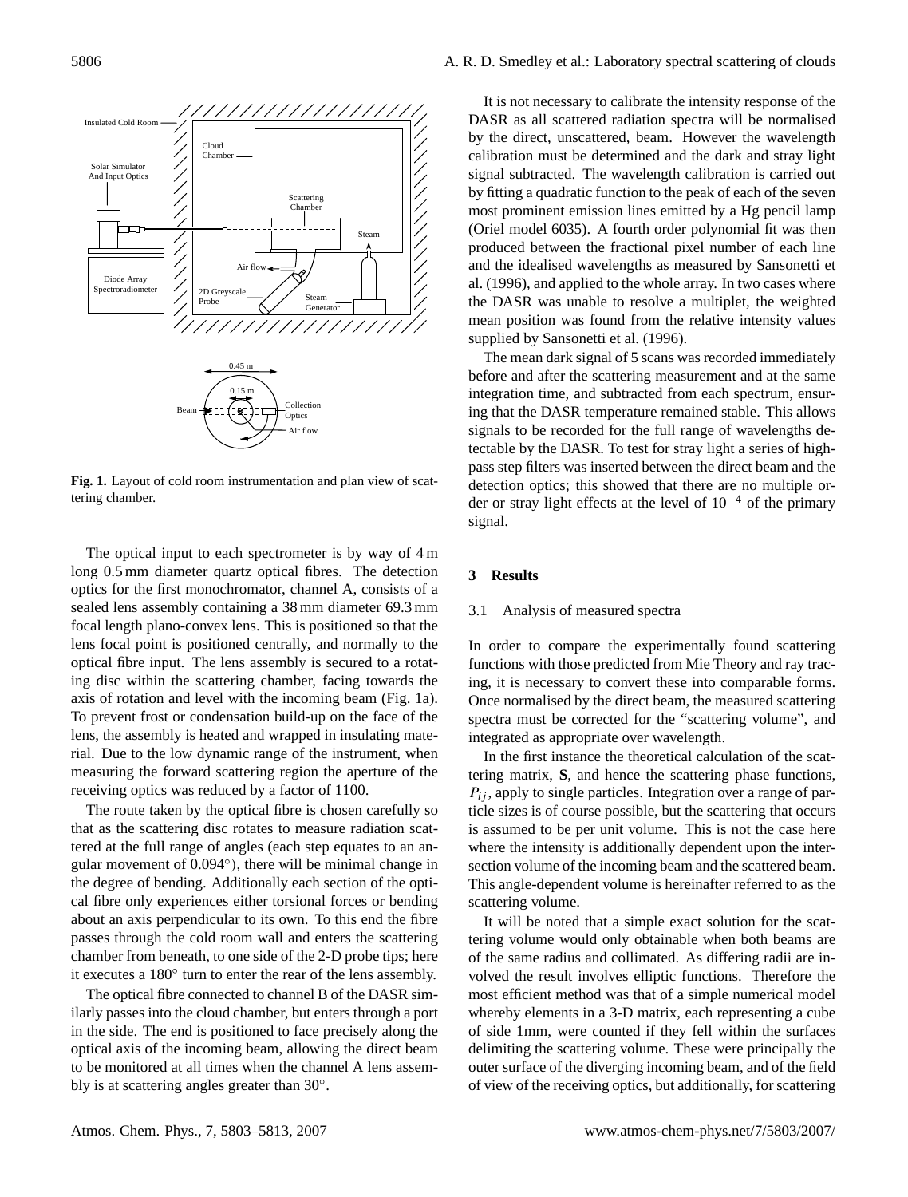Fig. 1. Layout of cold room instrumentation and plan view of scattering chamber.

The optical input to each spectrometer is by way of 4 m long 0.5 mm diameter quartz optical fibres. The detection optics for the first monochromator, channel A, consists of a sealed lens assembly containing a 38 mm diameter 69.3 mm focal length plano-convex lens. This is positioned so that the lens focal point is positioned centrally, and normally to the optical fibre input. The lens assembly is secured to a rotating disc within the scattering chamber, facing towards the axis of rotation and level with the incoming beam (Fig. 1a). To prevent frost or condensation build-up on the face of the lens, the assembly is heated and wrapped in insulating material. Due to the low dynamic range of the instrument, when measuring the forward scattering region the aperture of the receiving optics was reduced by a factor of 1100.

The route taken by the optical fibre is chosen carefully so that as the scattering disc rotates to measure radiation scattered at the full range of angles (each step equates to an angular movement of 0.094°), there will be minimal change in the degree of bending. Additionally each section of the optical fibre only experiences either torsional forces or bending about an axis perpendicular to its own. To this end the fibre passes through the cold room wall and enters the scattering chamber from beneath, to one side of the 2-D probe tips; here it executes a 180° turn to enter the rear of the lens assembly.

The optical fibre connected to channel B of the DASR similarly passes into the cloud chamber, but enters through a port in the side. The end is positioned to face precisely along the optical axis of the incoming beam, allowing the direct beam to be monitored at all times when the channel A lens assembly is at scattering angles greater than 30°.

It is not necessary to calibrate the intensity response of the DASR as all scattered radiation spectra will be normalised by the direct, unscattered, beam. However the wavelength calibration must be determined and the dark and stray light signal subtracted. The wavelength calibration is carried out by fitting a quadratic function to the peak of each of the seven most prominent emission lines emitted by a Hg pencil lamp (Oriel model 6035). A fourth order polynomial fit was then produced between the fractional pixel number of each line and the idealised wavelengths as measured by Sansonetti et al. (1996), and applied to the whole array. In two cases where the DASR was unable to resolve a multiplet, the weighted mean position was found from the relative intensity values supplied by Sansonetti et al. (1996).

The mean dark signal of 5 scans was recorded immediately before and after the scattering measurement and at the same integration time, and subtracted from each spectrum, ensuring that the DASR temperature remained stable. This allows signals to be recorded for the full range of wavelengths detectable by the DASR. To test for stray light a series of high-pass step filters was inserted between the direct beam and the detection optics; this showed that there are no multiple order or stray light effects at the level of $10^{-4}$ of the primary signal.

## 3 Results

### 3.1 Analysis of measured spectra

In order to compare the experimentally found scattering functions with those predicted from Mie Theory and ray tracing, it is necessary to convert these into comparable forms. Once normalised by the direct beam, the measured scattering spectra must be corrected for the "scattering volume", and integrated as appropriate over wavelength.

In the first instance the theoretical calculation of the scattering matrix, **S**, and hence the scattering phase functions, $P_{ij}$, apply to single particles. Integration over a range of particle sizes is of course possible, but the scattering that occurs is assumed to be per unit volume. This is not the case here where the intensity is additionally dependent upon the intersection volume of the incoming beam and the scattered beam. This angle-dependent volume is hereinafter referred to as the scattering volume.

It will be noted that a simple exact solution for the scattering volume would only obtainable when both beams are of the same radius and collimated. As differing radii are involved the result involves elliptic functions. Therefore the most efficient method was that of a simple numerical model whereby elements in a 3-D matrix, each representing a cube of side 1mm, were counted if they fell within the surfaces delimiting the scattering volume. These were principally the outer surface of the diverging incoming beam, and of the field of view of the receiving optics, but additionally, for scattering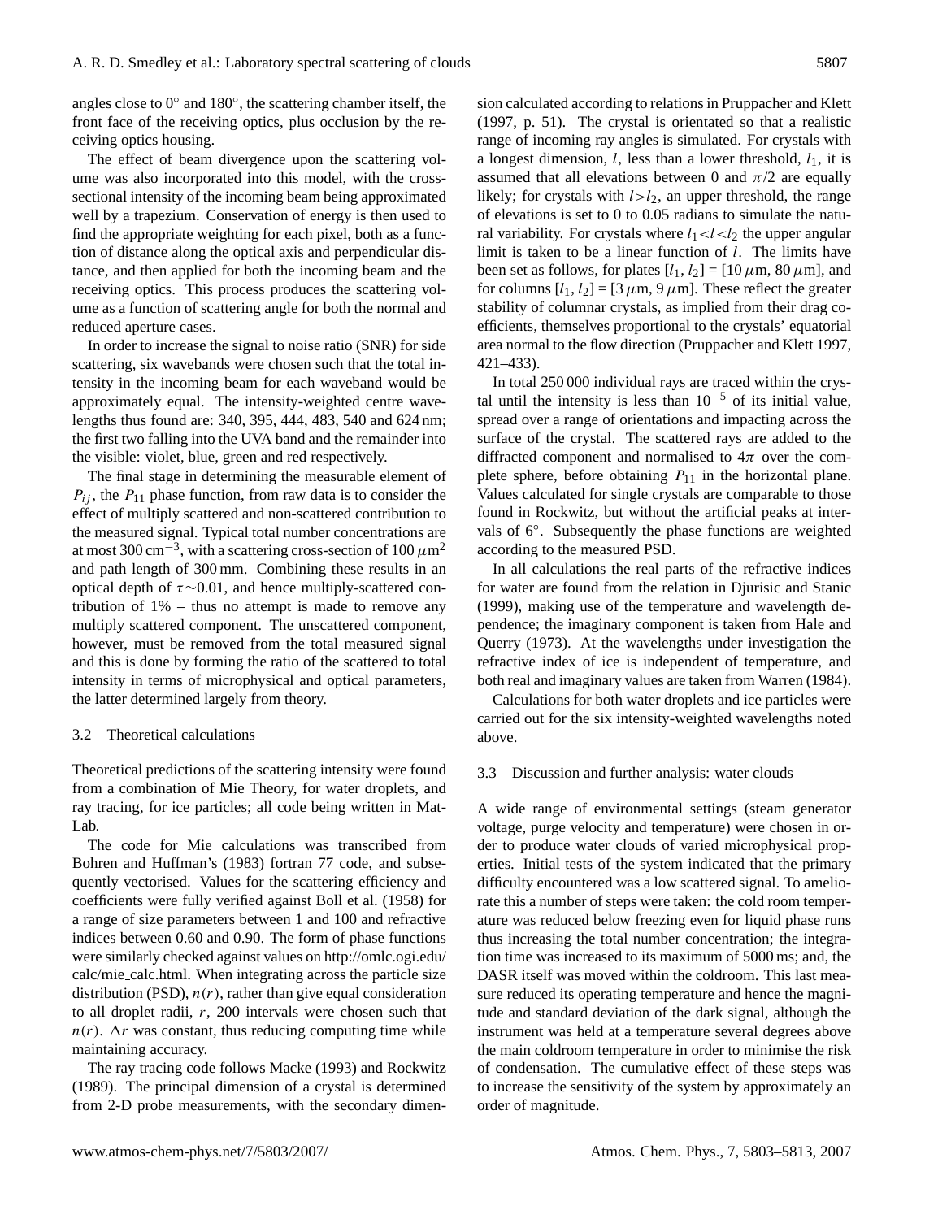angles close to 0° and 180°, the scattering chamber itself, the front face of the receiving optics, plus occlusion by the receiving optics housing.

The effect of beam divergence upon the scattering volume was also incorporated into this model, with the cross-sectional intensity of the incoming beam being approximated well by a trapezium. Conservation of energy is then used to find the appropriate weighting for each pixel, both as a function of distance along the optical axis and perpendicular distance, and then applied for both the incoming beam and the receiving optics. This process produces the scattering volume as a function of scattering angle for both the normal and reduced aperture cases.

In order to increase the signal to noise ratio (SNR) for side scattering, six wavebands were chosen such that the total intensity in the incoming beam for each waveband would be approximately equal. The intensity-weighted centre wavelengths thus found are: 340, 395, 444, 483, 540 and 624 nm; the first two falling into the UVA band and the remainder into the visible: violet, blue, green and red respectively.

The final stage in determining the measurable element of $P_{ij}$, the $P_{11}$ phase function, from raw data is to consider the effect of multiply scattered and non-scattered contribution to the measured signal. Typical total number concentrations are at most 300 cm$^{-3}$, with a scattering cross-section of 100 $\mu$m$^2$ and path length of 300 mm. Combining these results in an optical depth of $\tau \sim 0.01$, and hence multiply-scattered contribution of 1% – thus no attempt is made to remove any multiply scattered component. The unscattered component, however, must be removed from the total measured signal and this is done by forming the ratio of the scattered to total intensity in terms of microphysical and optical parameters, the latter determined largely from theory.

### 3.2 Theoretical calculations

Theoretical predictions of the scattering intensity were found from a combination of Mie Theory, for water droplets, and ray tracing, for ice particles; all code being written in MatLab.

The code for Mie calculations was transcribed from Bohren and Huffman's (1983) fortran 77 code, and subsequently vectorised. Values for the scattering efficiency and coefficients were fully verified against Boll et al. (1958) for a range of size parameters between 1 and 100 and refractive indices between 0.60 and 0.90. The form of phase functions were similarly checked against values on http://omlc.ogi.edu/calc/mie_calc.html. When integrating across the particle size distribution (PSD), $n(r)$, rather than give equal consideration to all droplet radii, $r$, 200 intervals were chosen such that $n(r)$. $\Delta r$ was constant, thus reducing computing time while maintaining accuracy.

The ray tracing code follows Macke (1993) and Rockwitz (1989). The principal dimension of a crystal is determined from 2-D probe measurements, with the secondary dimension calculated according to relations in Pruppacher and Klett (1997, p. 51). The crystal is orientated so that a realistic range of incoming ray angles is simulated. For crystals with a longest dimension, $l$, less than a lower threshold, $l_1$, it is assumed that all elevations between 0 and $\pi/2$ are equally likely; for crystals with $l > l_2$, an upper threshold, the range of elevations is set to 0 to 0.05 radians to simulate the natural variability. For crystals where $l_1 < l < l_2$ the upper angular limit is taken to be a linear function of $l$. The limits have been set as follows, for plates $[l_1, l_2]$ = [10 $\mu$m, 80 $\mu$m], and for columns $[l_1, l_2]$ = [3 $\mu$m, 9 $\mu$m]. These reflect the greater stability of columnar crystals, as implied from their drag coefficients, themselves proportional to the crystals' equatorial area normal to the flow direction (Pruppacher and Klett 1997, 421–433).

In total 250 000 individual rays are traced within the crystal until the intensity is less than $10^{-5}$ of its initial value, spread over a range of orientations and impacting across the surface of the crystal. The scattered rays are added to the diffracted component and normalised to $4\pi$ over the complete sphere, before obtaining $P_{11}$ in the horizontal plane. Values calculated for single crystals are comparable to those found in Rockwitz, but without the artificial peaks at intervals of 6°. Subsequently the phase functions are weighted according to the measured PSD.

In all calculations the real parts of the refractive indices for water are found from the relation in Djurisic and Stanic (1999), making use of the temperature and wavelength dependence; the imaginary component is taken from Hale and Querry (1973). At the wavelengths under investigation the refractive index of ice is independent of temperature, and both real and imaginary values are taken from Warren (1984).

Calculations for both water droplets and ice particles were carried out for the six intensity-weighted wavelengths noted above.

### 3.3 Discussion and further analysis: water clouds

A wide range of environmental settings (steam generator voltage, purge velocity and temperature) were chosen in order to produce water clouds of varied microphysical properties. Initial tests of the system indicated that the primary difficulty encountered was a low scattered signal. To ameliorate this a number of steps were taken: the cold room temperature was reduced below freezing even for liquid phase runs thus increasing the total number concentration; the integration time was increased to its maximum of 5000 ms; and, the DASR itself was moved within the coldroom. This last measure reduced its operating temperature and hence the magnitude and standard deviation of the dark signal, although the instrument was held at a temperature several degrees above the main coldroom temperature in order to minimise the risk of condensation. The cumulative effect of these steps was to increase the sensitivity of the system by approximately an order of magnitude.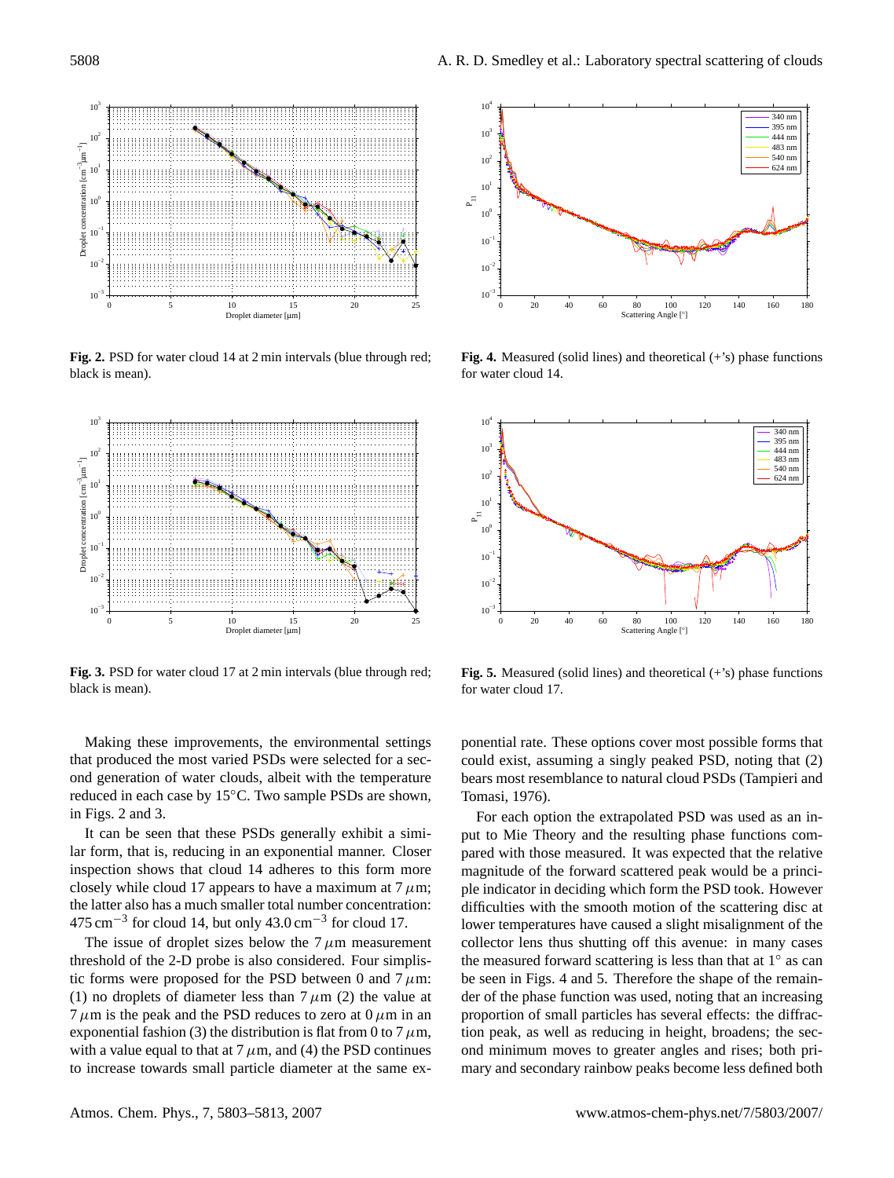Fig. 2. PSD for water cloud 14 at 2 min intervals (blue through red; black is mean).

Fig. 3. PSD for water cloud 17 at 2 min intervals (blue through red; black is mean).

Fig. 4. Measured (solid lines) and theoretical (+'s) phase functions for water cloud 14.

Fig. 5. Measured (solid lines) and theoretical (+'s) phase functions for water cloud 17.

Making these improvements, the environmental settings that produced the most varied PSDs were selected for a second generation of water clouds, albeit with the temperature reduced in each case by 15°C. Two sample PSDs are shown, in Figs. 2 and 3.

It can be seen that these PSDs generally exhibit a similar form, that is, reducing in an exponential manner. Closer inspection shows that cloud 14 adheres to this form more closely while cloud 17 appears to have a maximum at 7 $\mu$m; the latter also has a much smaller total number concentration: 475 $cm^{-3}$ for cloud 14, but only 43.0 $cm^{-3}$ for cloud 17.

The issue of droplet sizes below the 7 $\mu$m measurement threshold of the 2-D probe is also considered. Four simplistic forms were proposed for the PSD between 0 and 7 $\mu$m: (1) no droplets of diameter less than 7 $\mu$m (2) the value at 7 $\mu$m is the peak and the PSD reduces to zero at 0 $\mu$m in an exponential fashion (3) the distribution is flat from 0 to 7 $\mu$m, with a value equal to that at 7 $\mu$m, and (4) the PSD continues to increase towards small particle diameter at the same exponential rate. These options cover most possible forms that could exist, assuming a singly peaked PSD, noting that (2) bears most resemblance to natural cloud PSDs (Tampieri and Tomasi, 1976).

For each option the extrapolated PSD was used as an input to Mie Theory and the resulting phase functions compared with those measured. It was expected that the relative magnitude of the forward scattered peak would be a principle indicator in deciding which form the PSD took. However difficulties with the smooth motion of the scattering disc at lower temperatures have caused a slight misalignment of the collector lens thus shutting off this avenue: in many cases the measured forward scattering is less than that at 1° as can be seen in Figs. 4 and 5. Therefore the shape of the remainder of the phase function was used, noting that an increasing proportion of small particles has several effects: the diffraction peak, as well as reducing in height, broadens; the second minimum moves to greater angles and rises; both primary and secondary rainbow peaks become less defined both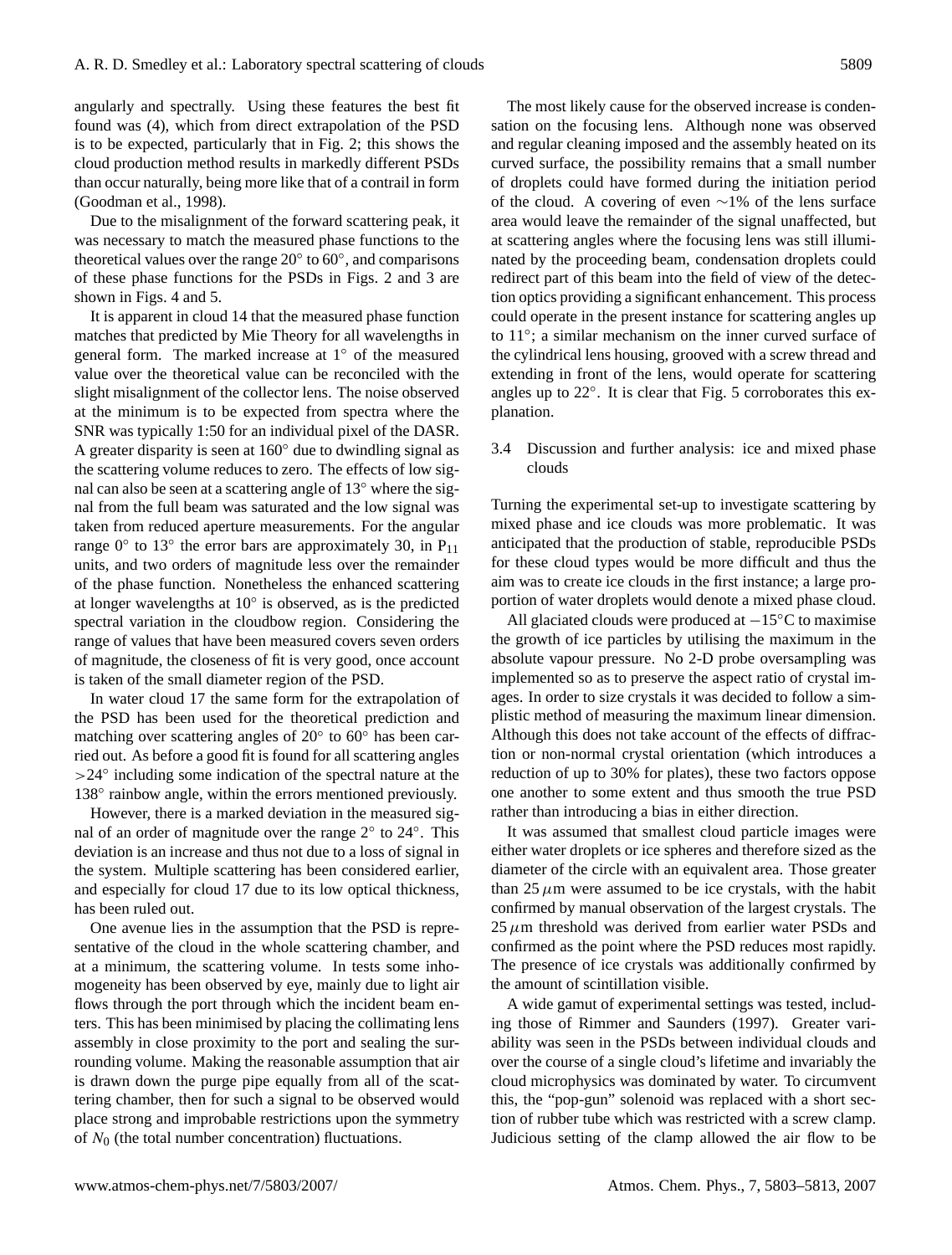angularly and spectrally. Using these features the best fit found was (4), which from direct extrapolation of the PSD is to be expected, particularly that in Fig. 2; this shows the cloud production method results in markedly different PSDs than occur naturally, being more like that of a contrail in form (Goodman et al., 1998).

Due to the misalignment of the forward scattering peak, it was necessary to match the measured phase functions to the theoretical values over the range 20° to 60°, and comparisons of these phase functions for the PSDs in Figs. 2 and 3 are shown in Figs. 4 and 5.

It is apparent in cloud 14 that the measured phase function matches that predicted by Mie Theory for all wavelengths in general form. The marked increase at 1° of the measured value over the theoretical value can be reconciled with the slight misalignment of the collector lens. The noise observed at the minimum is to be expected from spectra where the SNR was typically 1:50 for an individual pixel of the DASR. A greater disparity is seen at 160° due to dwindling signal as the scattering volume reduces to zero. The effects of low signal can also be seen at a scattering angle of 13° where the signal from the full beam was saturated and the low signal was taken from reduced aperture measurements. For the angular range 0° to 13° the error bars are approximately 30, in $P_{11}$ units, and two orders of magnitude less over the remainder of the phase function. Nonetheless the enhanced scattering at longer wavelengths at 10° is observed, as is the predicted spectral variation in the cloudbow region. Considering the range of values that have been measured covers seven orders of magnitude, the closeness of fit is very good, once account is taken of the small diameter region of the PSD.

In water cloud 17 the same form for the extrapolation of the PSD has been used for the theoretical prediction and matching over scattering angles of 20° to 60° has been carried out. As before a good fit is found for all scattering angles >24° including some indication of the spectral nature at the 138° rainbow angle, within the errors mentioned previously.

However, there is a marked deviation in the measured signal of an order of magnitude over the range 2° to 24°. This deviation is an increase and thus not due to a loss of signal in the system. Multiple scattering has been considered earlier, and especially for cloud 17 due to its low optical thickness, has been ruled out.

One avenue lies in the assumption that the PSD is representative of the cloud in the whole scattering chamber, and at a minimum, the scattering volume. In tests some inhomogeneity has been observed by eye, mainly due to light air flows through the port through which the incident beam enters. This has been minimised by placing the collimating lens assembly in close proximity to the port and sealing the surrounding volume. Making the reasonable assumption that air is drawn down the purge pipe equally from all of the scattering chamber, then for such a signal to be observed would place strong and improbable restrictions upon the symmetry of $N_0$ (the total number concentration) fluctuations.

The most likely cause for the observed increase is condensation on the focusing lens. Although none was observed and regular cleaning imposed and the assembly heated on its curved surface, the possibility remains that a small number of droplets could have formed during the initiation period of the cloud. A covering of even ∼1% of the lens surface area would leave the remainder of the signal unaffected, but at scattering angles where the focusing lens was still illuminated by the proceeding beam, condensation droplets could redirect part of this beam into the field of view of the detection optics providing a significant enhancement. This process could operate in the present instance for scattering angles up to 11°; a similar mechanism on the inner curved surface of the cylindrical lens housing, grooved with a screw thread and extending in front of the lens, would operate for scattering angles up to 22°. It is clear that Fig. 5 corroborates this explanation.

### 3.4 Discussion and further analysis: ice and mixed phase clouds

Turning the experimental set-up to investigate scattering by mixed phase and ice clouds was more problematic. It was anticipated that the production of stable, reproducible PSDs for these cloud types would be more difficult and thus the aim was to create ice clouds in the first instance; a large proportion of water droplets would denote a mixed phase cloud.

All glaciated clouds were produced at −15°C to maximise the growth of ice particles by utilising the maximum in the absolute vapour pressure. No 2-D probe oversampling was implemented so as to preserve the aspect ratio of crystal images. In order to size crystals it was decided to follow a simplistic method of measuring the maximum linear dimension. Although this does not take account of the effects of diffraction or non-normal crystal orientation (which introduces a reduction of up to 30% for plates), these two factors oppose one another to some extent and thus smooth the true PSD rather than introducing a bias in either direction.

It was assumed that smallest cloud particle images were either water droplets or ice spheres and therefore sized as the diameter of the circle with an equivalent area. Those greater than 25 $\mu$m were assumed to be ice crystals, with the habit confirmed by manual observation of the largest crystals. The 25 $\mu$m threshold was derived from earlier water PSDs and confirmed as the point where the PSD reduces most rapidly. The presence of ice crystals was additionally confirmed by the amount of scintillation visible.

A wide gamut of experimental settings was tested, including those of Rimmer and Saunders (1997). Greater variability was seen in the PSDs between individual clouds and over the course of a single cloud's lifetime and invariably the cloud microphysics was dominated by water. To circumvent this, the "pop-gun" solenoid was replaced with a short section of rubber tube which was restricted with a screw clamp. Judicious setting of the clamp allowed the air flow to be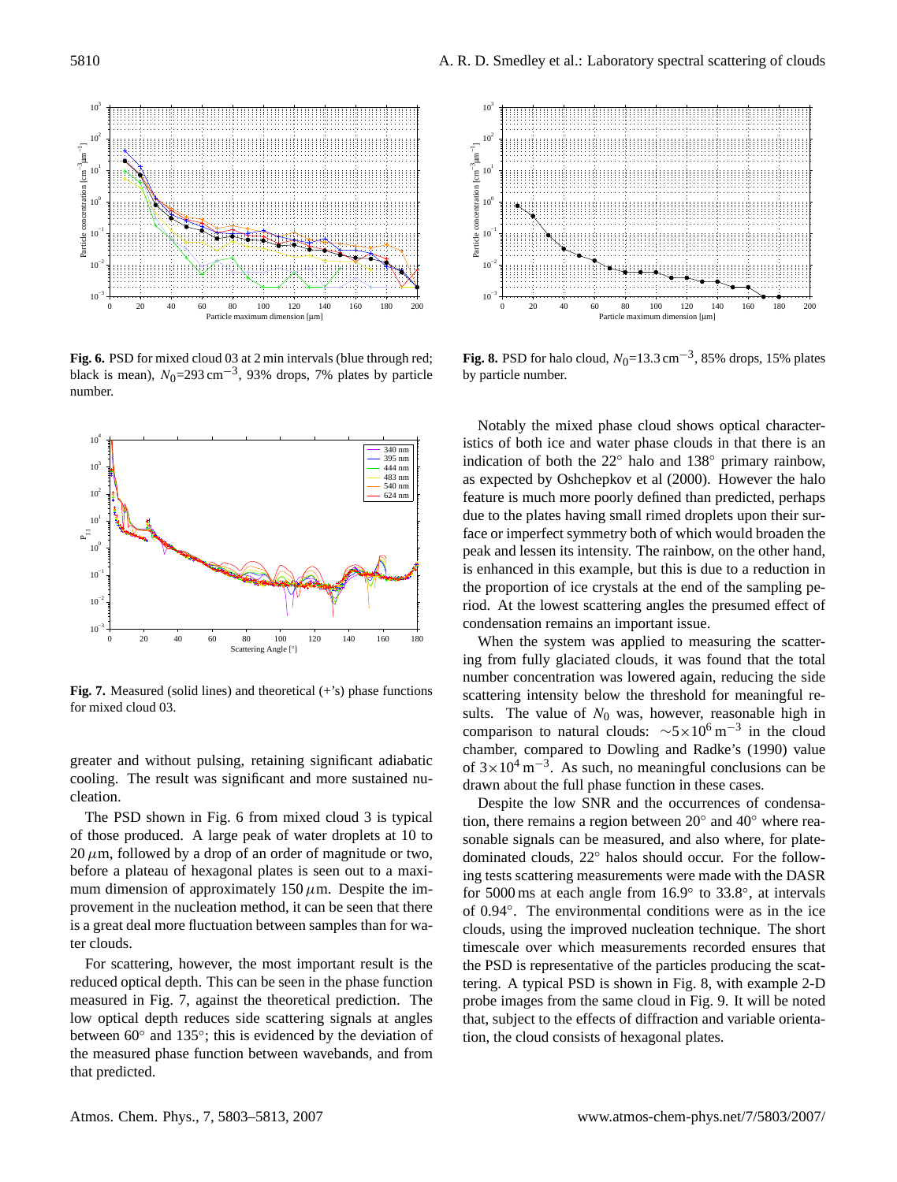**Fig. 6.** PSD for mixed cloud 03 at 2 min intervals (blue through red; black is mean), $N_0$=293 cm$^{-3}$, 93% drops, 7% plates by particle number.

**Fig. 7.** Measured (solid lines) and theoretical (+'s) phase functions for mixed cloud 03.

greater and without pulsing, retaining significant adiabatic cooling. The result was significant and more sustained nucleation.

The PSD shown in Fig. 6 from mixed cloud 3 is typical of those produced. A large peak of water droplets at 10 to 20 $\mu$m, followed by a drop of an order of magnitude or two, before a plateau of hexagonal plates is seen out to a maximum dimension of approximately 150 $\mu$m. Despite the improvement in the nucleation method, it can be seen that there is a great deal more fluctuation between samples than for water clouds.

For scattering, however, the most important result is the reduced optical depth. This can be seen in the phase function measured in Fig. 7, against the theoretical prediction. The low optical depth reduces side scattering signals at angles between 60° and 135°; this is evidenced by the deviation of the measured phase function between wavebands, and from that predicted.

**Fig. 8.** PSD for halo cloud, $N_0$=13.3 cm$^{-3}$, 85% drops, 15% plates by particle number.

Notably the mixed phase cloud shows optical characteristics of both ice and water phase clouds in that there is an indication of both the 22° halo and 138° primary rainbow, as expected by Oshchepkov et al (2000). However the halo feature is much more poorly defined than predicted, perhaps due to the plates having small rimed droplets upon their surface or imperfect symmetry both of which would broaden the peak and lessen its intensity. The rainbow, on the other hand, is enhanced in this example, but this is due to a reduction in the proportion of ice crystals at the end of the sampling period. At the lowest scattering angles the presumed effect of condensation remains an important issue.

When the system was applied to measuring the scattering from fully glaciated clouds, it was found that the total number concentration was lowered again, reducing the side scattering intensity below the threshold for meaningful results. The value of $N_0$ was, however, reasonable high in comparison to natural clouds: $\sim 5\times10^6$ m$^{-3}$ in the cloud chamber, compared to Dowling and Radke's (1990) value of $3\times10^4$ m$^{-3}$. As such, no meaningful conclusions can be drawn about the full phase function in these cases.

Despite the low SNR and the occurrences of condensation, there remains a region between 20° and 40° where reasonable signals can be measured, and also where, for plate-dominated clouds, 22° halos should occur. For the following tests scattering measurements were made with the DASR for 5000 ms at each angle from 16.9° to 33.8°, at intervals of 0.94°. The environmental conditions were as in the ice clouds, using the improved nucleation technique. The short timescale over which measurements recorded ensures that the PSD is representative of the particles producing the scattering. A typical PSD is shown in Fig. 8, with example 2-D probe images from the same cloud in Fig. 9. It will be noted that, subject to the effects of diffraction and variable orientation, the cloud consists of hexagonal plates.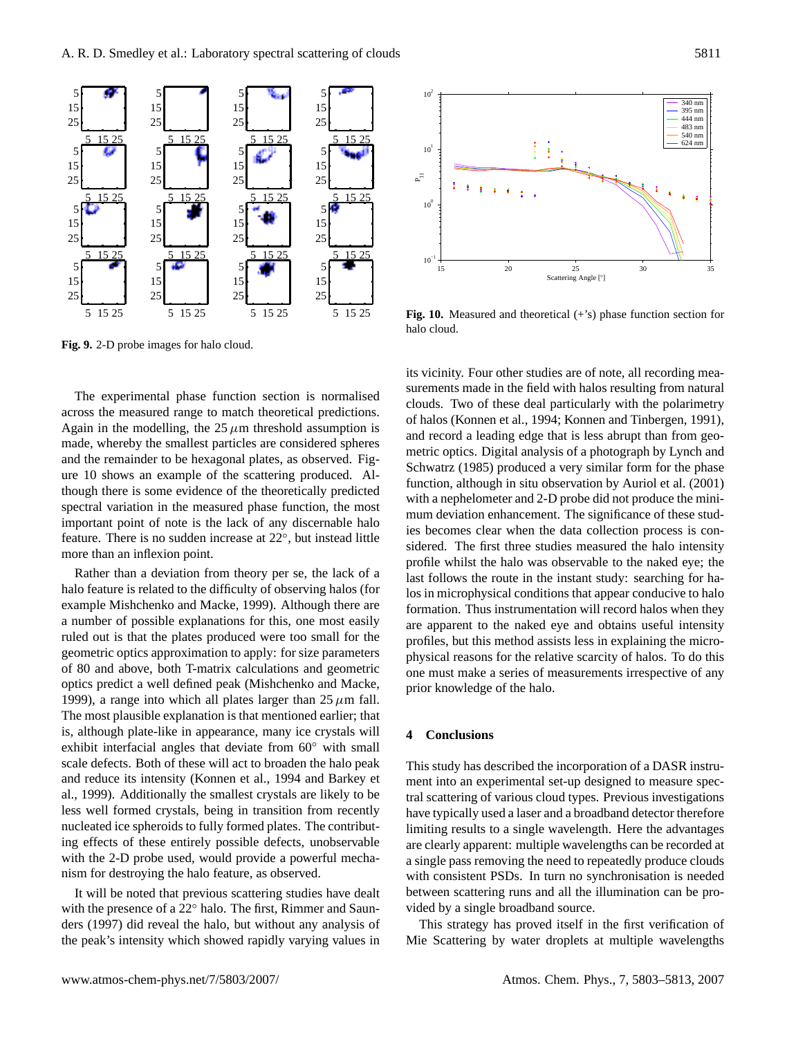Fig. 9. 2-D probe images for halo cloud.

Fig. 10. Measured and theoretical (+'s) phase function section for halo cloud.

The experimental phase function section is normalised across the measured range to match theoretical predictions. Again in the modelling, the 25 $\mu$m threshold assumption is made, whereby the smallest particles are considered spheres and the remainder to be hexagonal plates, as observed. Figure 10 shows an example of the scattering produced. Although there is some evidence of the theoretically predicted spectral variation in the measured phase function, the most important point of note is the lack of any discernable halo feature. There is no sudden increase at 22°, but instead little more than an inflexion point.

Rather than a deviation from theory per se, the lack of a halo feature is related to the difficulty of observing halos (for example Mishchenko and Macke, 1999). Although there are a number of possible explanations for this, one most easily ruled out is that the plates produced were too small for the geometric optics approximation to apply: for size parameters of 80 and above, both T-matrix calculations and geometric optics predict a well defined peak (Mishchenko and Macke, 1999), a range into which all plates larger than 25 $\mu$m fall. The most plausible explanation is that mentioned earlier; that is, although plate-like in appearance, many ice crystals will exhibit interfacial angles that deviate from 60° with small scale defects. Both of these will act to broaden the halo peak and reduce its intensity (Konnen et al., 1994 and Barkey et al., 1999). Additionally the smallest crystals are likely to be less well formed crystals, being in transition from recently nucleated ice spheroids to fully formed plates. The contributing effects of these entirely possible defects, unobservable with the 2-D probe used, would provide a powerful mechanism for destroying the halo feature, as observed.

It will be noted that previous scattering studies have dealt with the presence of a 22° halo. The first, Rimmer and Saunders (1997) did reveal the halo, but without any analysis of the peak's intensity which showed rapidly varying values in its vicinity. Four other studies are of note, all recording measurements made in the field with halos resulting from natural clouds. Two of these deal particularly with the polarimetry of halos (Konnen et al., 1994; Konnen and Tinbergen, 1991), and record a leading edge that is less abrupt than from geometric optics. Digital analysis of a photograph by Lynch and Schwatrz (1985) produced a very similar form for the phase function, although in situ observation by Auriol et al. (2001) with a nephelometer and 2-D probe did not produce the minimum deviation enhancement. The significance of these studies becomes clear when the data collection process is considered. The first three studies measured the halo intensity profile whilst the halo was observable to the naked eye; the last follows the route in the instant study: searching for halos in microphysical conditions that appear conducive to halo formation. Thus instrumentation will record halos when they are apparent to the naked eye and obtains useful intensity profiles, but this method assists less in explaining the microphysical reasons for the relative scarcity of halos. To do this one must make a series of measurements irrespective of any prior knowledge of the halo.

## 4 Conclusions

This study has described the incorporation of a DASR instrument into an experimental set-up designed to measure spectral scattering of various cloud types. Previous investigations have typically used a laser and a broadband detector therefore limiting results to a single wavelength. Here the advantages are clearly apparent: multiple wavelengths can be recorded at a single pass removing the need to repeatedly produce clouds with consistent PSDs. In turn no synchronisation is needed between scattering runs and all the illumination can be provided by a single broadband source.

This strategy has proved itself in the first verification of Mie Scattering by water droplets at multiple wavelengths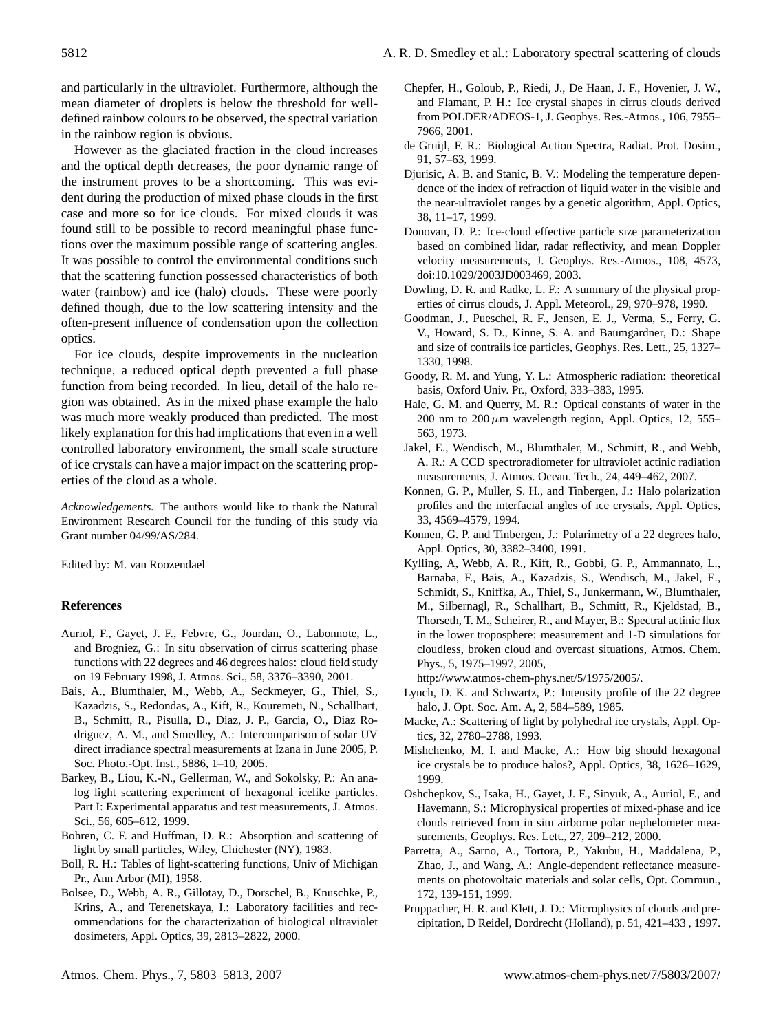and particularly in the ultraviolet. Furthermore, although the mean diameter of droplets is below the threshold for well-defined rainbow colours to be observed, the spectral variation in the rainbow region is obvious.

However as the glaciated fraction in the cloud increases and the optical depth decreases, the poor dynamic range of the instrument proves to be a shortcoming. This was evident during the production of mixed phase clouds in the first case and more so for ice clouds. For mixed clouds it was found still to be possible to record meaningful phase functions over the maximum possible range of scattering angles. It was possible to control the environmental conditions such that the scattering function possessed characteristics of both water (rainbow) and ice (halo) clouds. These were poorly defined though, due to the low scattering intensity and the often-present influence of condensation upon the collection optics.

For ice clouds, despite improvements in the nucleation technique, a reduced optical depth prevented a full phase function from being recorded. In lieu, detail of the halo region was obtained. As in the mixed phase example the halo was much more weakly produced than predicted. The most likely explanation for this had implications that even in a well controlled laboratory environment, the small scale structure of ice crystals can have a major impact on the scattering properties of the cloud as a whole.

*Acknowledgements.* The authors would like to thank the Natural Environment Research Council for the funding of this study via Grant number 04/99/AS/284.

Edited by: M. van Roozendael

## References

Auriol, F., Gayet, J. F., Febvre, G., Jourdan, O., Labonnote, L., and Brogniez, G.: In situ observation of cirrus scattering phase functions with 22 degrees and 46 degrees halos: cloud field study on 19 February 1998, J. Atmos. Sci., 58, 3376–3390, 2001.

Bais, A., Blumthaler, M., Webb, A., Seckmeyer, G., Thiel, S., Kazadzis, S., Redondas, A., Kift, R., Kouremeti, N., Schallhart, B., Schmitt, R., Pisulla, D., Diaz, J. P., Garcia, O., Diaz Rodriguez, A. M., and Smedley, A.: Intercomparison of solar UV direct irradiance spectral measurements at Izana in June 2005, P. Soc. Photo.-Opt. Inst., 5886, 1–10, 2005.

Barkey, B., Liou, K.-N., Gellerman, W., and Sokolsky, P.: An analog light scattering experiment of hexagonal icelike particles. Part I: Experimental apparatus and test measurements, J. Atmos. Sci., 56, 605–612, 1999.

Bohren, C. F. and Huffman, D. R.: Absorption and scattering of light by small particles, Wiley, Chichester (NY), 1983.

Boll, R. H.: Tables of light-scattering functions, Univ of Michigan Pr., Ann Arbor (MI), 1958.

Bolsee, D., Webb, A. R., Gillotay, D., Dorschel, B., Knuschke, P., Krins, A., and Terenetskaya, I.: Laboratory facilities and recommendations for the characterization of biological ultraviolet dosimeters, Appl. Optics, 39, 2813–2822, 2000.

Chepfer, H., Goloub, P., Riedi, J., De Haan, J. F., Hovenier, J. W., and Flamant, P. H.: Ice crystal shapes in cirrus clouds derived from POLDER/ADEOS-1, J. Geophys. Res.-Atmos., 106, 7955–7966, 2001.

de Gruijl, F. R.: Biological Action Spectra, Radiat. Prot. Dosim., 91, 57–63, 1999.

Djurisic, A. B. and Stanic, B. V.: Modeling the temperature dependence of the index of refraction of liquid water in the visible and the near-ultraviolet ranges by a genetic algorithm, Appl. Optics, 38, 11–17, 1999.

Donovan, D. P.: Ice-cloud effective particle size parameterization based on combined lidar, radar reflectivity, and mean Doppler velocity measurements, J. Geophys. Res.-Atmos., 108, 4573, doi:10.1029/2003JD003469, 2003.

Dowling, D. R. and Radke, L. F.: A summary of the physical properties of cirrus clouds, J. Appl. Meteorol., 29, 970–978, 1990.

Goodman, J., Pueschel, R. F., Jensen, E. J., Verma, S., Ferry, G. V., Howard, S. D., Kinne, S. A. and Baumgardner, D.: Shape and size of contrails ice particles, Geophys. Res. Lett., 25, 1327–1330, 1998.

Goody, R. M. and Yung, Y. L.: Atmospheric radiation: theoretical basis, Oxford Univ. Pr., Oxford, 333–383, 1995.

Hale, G. M. and Querry, M. R.: Optical constants of water in the 200 nm to 200 $\mu$m wavelength region, Appl. Optics, 12, 555–563, 1973.

Jakel, E., Wendisch, M., Blumthaler, M., Schmitt, R., and Webb, A. R.: A CCD spectroradiometer for ultraviolet actinic radiation measurements, J. Atmos. Ocean. Tech., 24, 449–462, 2007.

Konnen, G. P., Muller, S. H., and Tinbergen, J.: Halo polarization profiles and the interfacial angles of ice crystals, Appl. Optics, 33, 4569–4579, 1994.

Konnen, G. P. and Tinbergen, J.: Polarimetry of a 22 degrees halo, Appl. Optics, 30, 3382–3400, 1991.

Kylling, A, Webb, A. R., Kift, R., Gobbi, G. P., Ammannato, L., Barnaba, F., Bais, A., Kazadzis, S., Wendisch, M., Jakel, E., Schmidt, S., Kniffka, A., Thiel, S., Junkermann, W., Blumthaler, M., Silbernagl, R., Schallhart, B., Schmitt, R., Kjeldstad, B., Thorseth, T. M., Scheirer, R., and Mayer, B.: Spectral actinic flux in the lower troposphere: measurement and 1-D simulations for cloudless, broken cloud and overcast situations, Atmos. Chem. Phys., 5, 1975–1997, 2005, http://www.atmos-chem-phys.net/5/1975/2005/.

Lynch, D. K. and Schwartz, P.: Intensity profile of the 22 degree halo, J. Opt. Soc. Am. A, 2, 584–589, 1985.

Macke, A.: Scattering of light by polyhedral ice crystals, Appl. Optics, 32, 2780–2788, 1993.

Mishchenko, M. I. and Macke, A.: How big should hexagonal ice crystals be to produce halos?, Appl. Optics, 38, 1626–1629, 1999.

Oshchepkov, S., Isaka, H., Gayet, J. F., Sinyuk, A., Auriol, F., and Havemann, S.: Microphysical properties of mixed-phase and ice clouds retrieved from in situ airborne polar nephelometer measurements, Geophys. Res. Lett., 27, 209–212, 2000.

Parretta, A., Sarno, A., Tortora, P., Yakubu, H., Maddalena, P., Zhao, J., and Wang, A.: Angle-dependent reflectance measurements on photovoltaic materials and solar cells, Opt. Commun., 172, 139-151, 1999.

Pruppacher, H. R. and Klett, J. D.: Microphysics of clouds and precipitation, D Reidel, Dordrecht (Holland), p. 51, 421–433 , 1997.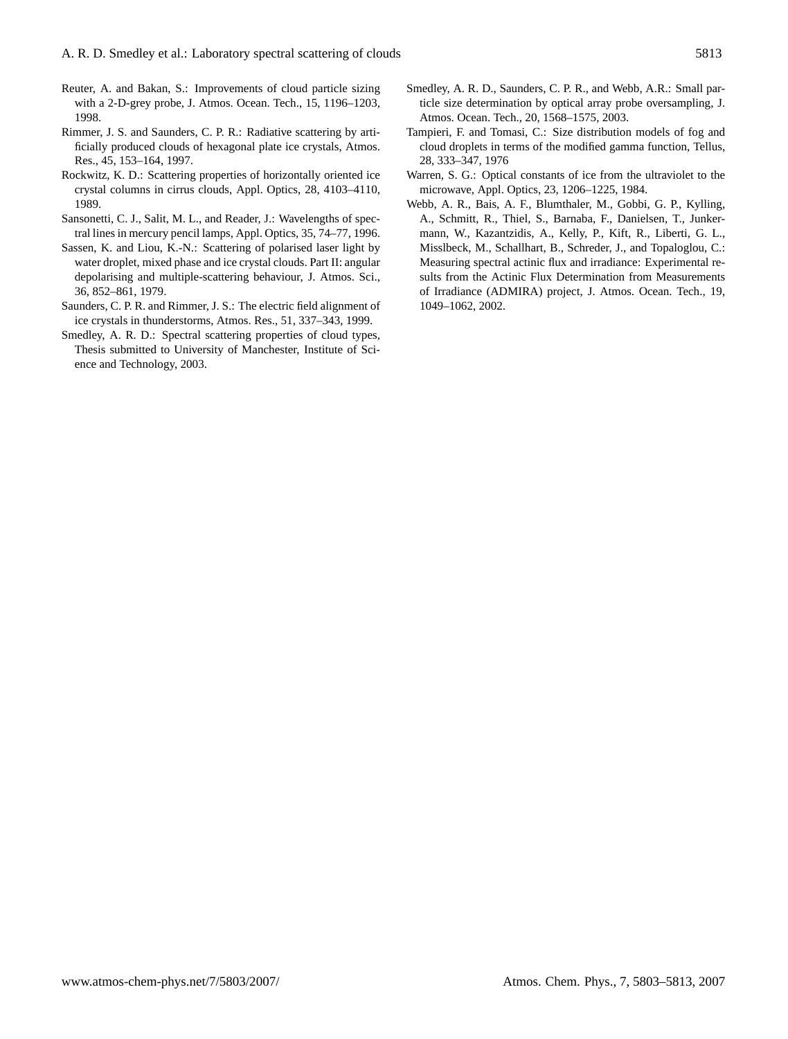Reuter, A. and Bakan, S.: Improvements of cloud particle sizing with a 2-D-grey probe, J. Atmos. Ocean. Tech., 15, 1196–1203, 1998.

Rimmer, J. S. and Saunders, C. P. R.: Radiative scattering by artificially produced clouds of hexagonal plate ice crystals, Atmos. Res., 45, 153–164, 1997.

Rockwitz, K. D.: Scattering properties of horizontally oriented ice crystal columns in cirrus clouds, Appl. Optics, 28, 4103–4110, 1989.

Sansonetti, C. J., Salit, M. L., and Reader, J.: Wavelengths of spectral lines in mercury pencil lamps, Appl. Optics, 35, 74–77, 1996.

Sassen, K. and Liou, K.-N.: Scattering of polarised laser light by water droplet, mixed phase and ice crystal clouds. Part II: angular depolarising and multiple-scattering behaviour, J. Atmos. Sci., 36, 852–861, 1979.

Saunders, C. P. R. and Rimmer, J. S.: The electric field alignment of ice crystals in thunderstorms, Atmos. Res., 51, 337–343, 1999.

Smedley, A. R. D.: Spectral scattering properties of cloud types, Thesis submitted to University of Manchester, Institute of Science and Technology, 2003.

Smedley, A. R. D., Saunders, C. P. R., and Webb, A.R.: Small particle size determination by optical array probe oversampling, J. Atmos. Ocean. Tech., 20, 1568–1575, 2003.

Tampieri, F. and Tomasi, C.: Size distribution models of fog and cloud droplets in terms of the modified gamma function, Tellus, 28, 333–347, 1976

Warren, S. G.: Optical constants of ice from the ultraviolet to the microwave, Appl. Optics, 23, 1206–1225, 1984.

Webb, A. R., Bais, A. F., Blumthaler, M., Gobbi, G. P., Kylling, A., Schmitt, R., Thiel, S., Barnaba, F., Danielsen, T., Junkermann, W., Kazantzidis, A., Kelly, P., Kift, R., Liberti, G. L., Misslbeck, M., Schallhart, B., Schreder, J., and Topaloglou, C.: Measuring spectral actinic flux and irradiance: Experimental results from the Actinic Flux Determination from Measurements of Irradiance (ADMIRA) project, J. Atmos. Ocean. Tech., 19, 1049–1062, 2002.